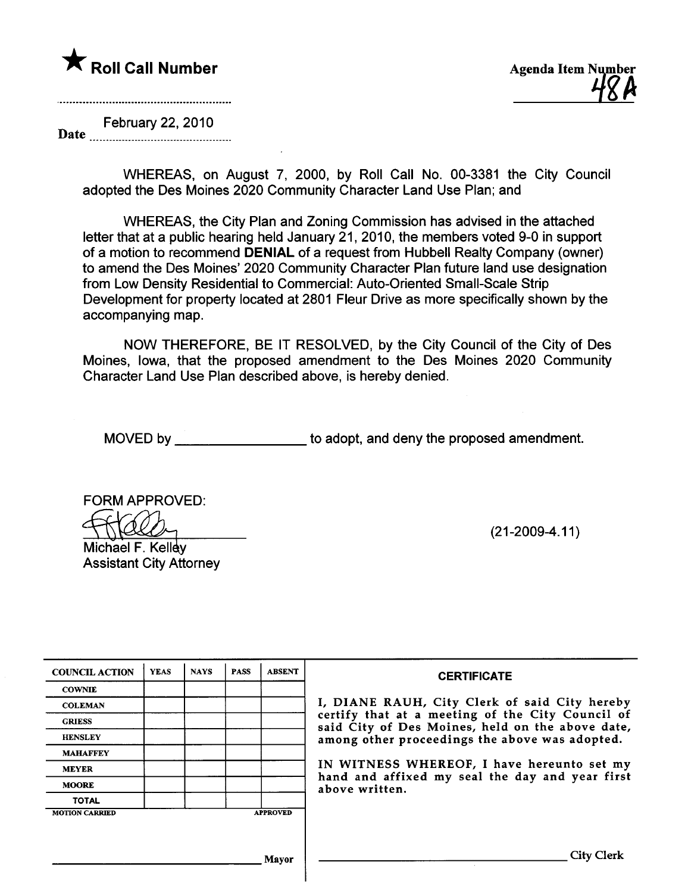★ **Roll Call Number**

Agenda Item Number
48A

Date February 22, 2010

WHEREAS, on August 7, 2000, by Roll Call No. 00-3381 the City Council adopted the Des Moines 2020 Community Character Land Use Plan; and

WHEREAS, the City Plan and Zoning Commission has advised in the attached letter that at a public hearing held January 21, 2010, the members voted 9-0 in support of a motion to recommend **DENIAL** of a request from Hubbell Realty Company (owner) to amend the Des Moines' 2020 Community Character Plan future land use designation from Low Density Residential to Commercial: Auto-Oriented Small-Scale Strip Development for property located at 2801 Fleur Drive as more specifically shown by the accompanying map.

NOW THEREFORE, BE IT RESOLVED, by the City Council of the City of Des Moines, Iowa, that the proposed amendment to the Des Moines 2020 Community Character Land Use Plan described above, is hereby denied.

MOVED by ________________ to adopt, and deny the proposed amendment.

FORM APPROVED:

Michael F. Kelley
Assistant City Attorney

(21-2009-4.11)

| COUNCIL ACTION | YEAS | NAYS | PASS | ABSENT |
|---|---|---|---|---|
| COWNIE | | | | |
| COLEMAN | | | | |
| GRIESS | | | | |
| HENSLEY | | | | |
| MAHAFFEY | | | | |
| MEYER | | | | |
| MOORE | | | | |
| TOTAL | | | | |
| MOTION CARRIED | | | | APPROVED |

________________ Mayor

**CERTIFICATE**

I, DIANE RAUH, City Clerk of said City hereby certify that at a meeting of the City Council of said City of Des Moines, held on the above date, among other proceedings the above was adopted.

IN WITNESS WHEREOF, I have hereunto set my hand and affixed my seal the day and year first above written.

________________ City Clerk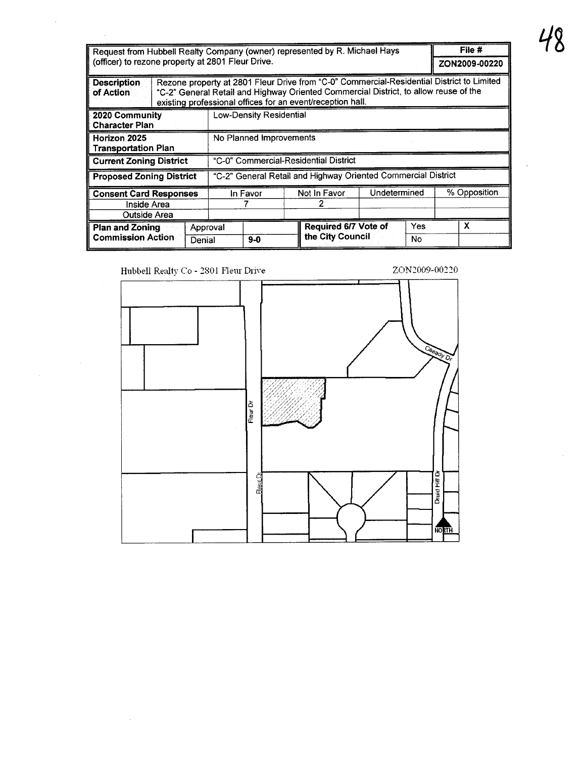| Request from Hubbell Realty Company (owner) represented by R. Michael Hays (officer) to rezone property at 2801 Fleur Drive. | | | | | | | File # ZON2009-00220 |
|---|---|---|---|---|---|---|---|
| **Description of Action** | Rezone property at 2801 Fleur Drive from "C-0" Commercial-Residential District to Limited "C-2" General Retail and Highway Oriented Commercial District, to allow reuse of the existing professional offices for an event/reception hall. | | | | | | |
| **2020 Community Character Plan** | Low-Density Residential | | | | | | |
| **Horizon 2025 Transportation Plan** | No Planned Improvements | | | | | | |
| **Current Zoning District** | "C-0" Commercial-Residential District | | | | | | |
| **Proposed Zoning District** | "C-2" General Retail and Highway Oriented Commercial District | | | | | | |
| **Consent Card Responses** | In Favor | | Not In Favor | | Undetermined | | % Opposition |
| Inside Area | 7 | | 2 | | | | |
| Outside Area | | | | | | | |
| **Plan and Zoning Commission Action** | Approval | | **Required 6/7 Vote of the City Council** | | Yes | | X |
| | Denial | **9-0** | | | No | | |

Hubbell Realty Co - 2801 Fleur Drive

ZON2009-00220

Fleur Dr

Fleur Dr

Cassady Dr

Druid Hill Dr

NORTH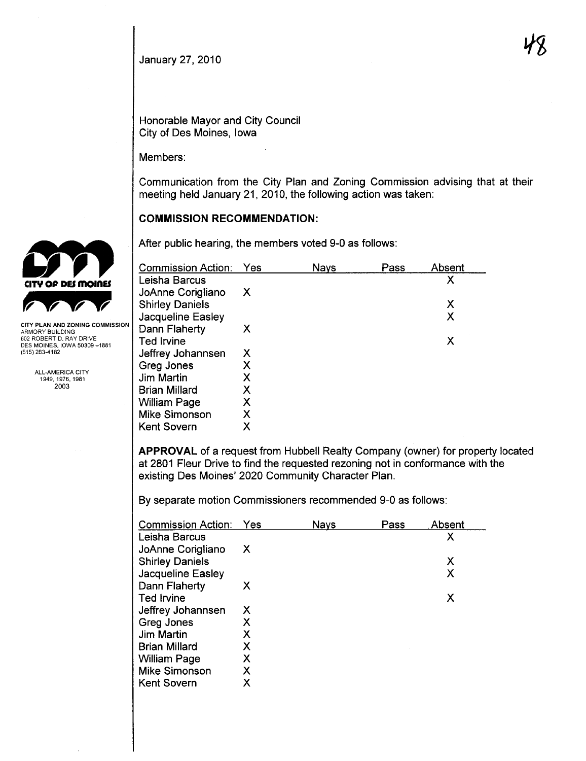January 27, 2010

48

CITY PLAN AND ZONING COMMISSION
ARMORY BUILDING
602 ROBERT D. RAY DRIVE
DES MOINES, IOWA 50309-1881
(515) 283-4182

ALL-AMERICA CITY
1949, 1976, 1981
2003

Honorable Mayor and City Council
City of Des Moines, Iowa

Members:

Communication from the City Plan and Zoning Commission advising that at their meeting held January 21, 2010, the following action was taken:

**COMMISSION RECOMMENDATION:**

After public hearing, the members voted 9-0 as follows:

| Commission Action: | Yes | Nays | Pass | Absent |
|---|---|---|---|---|
| Leisha Barcus | | | | X |
| JoAnne Corigliano | X | | | |
| Shirley Daniels | | | | X |
| Jacqueline Easley | | | | X |
| Dann Flaherty | X | | | |
| Ted Irvine | | | | X |
| Jeffrey Johannsen | X | | | |
| Greg Jones | X | | | |
| Jim Martin | X | | | |
| Brian Millard | X | | | |
| William Page | X | | | |
| Mike Simonson | X | | | |
| Kent Sovern | X | | | |

**APPROVAL** of a request from Hubbell Realty Company (owner) for property located at 2801 Fleur Drive to find the requested rezoning not in conformance with the existing Des Moines' 2020 Community Character Plan.

By separate motion Commissioners recommended 9-0 as follows:

| Commission Action: | Yes | Nays | Pass | Absent |
|---|---|---|---|---|
| Leisha Barcus | | | | X |
| JoAnne Corigliano | X | | | |
| Shirley Daniels | | | | X |
| Jacqueline Easley | | | | X |
| Dann Flaherty | X | | | |
| Ted Irvine | | | | X |
| Jeffrey Johannsen | X | | | |
| Greg Jones | X | | | |
| Jim Martin | X | | | |
| Brian Millard | X | | | |
| William Page | X | | | |
| Mike Simonson | X | | | |
| Kent Sovern | X | | | |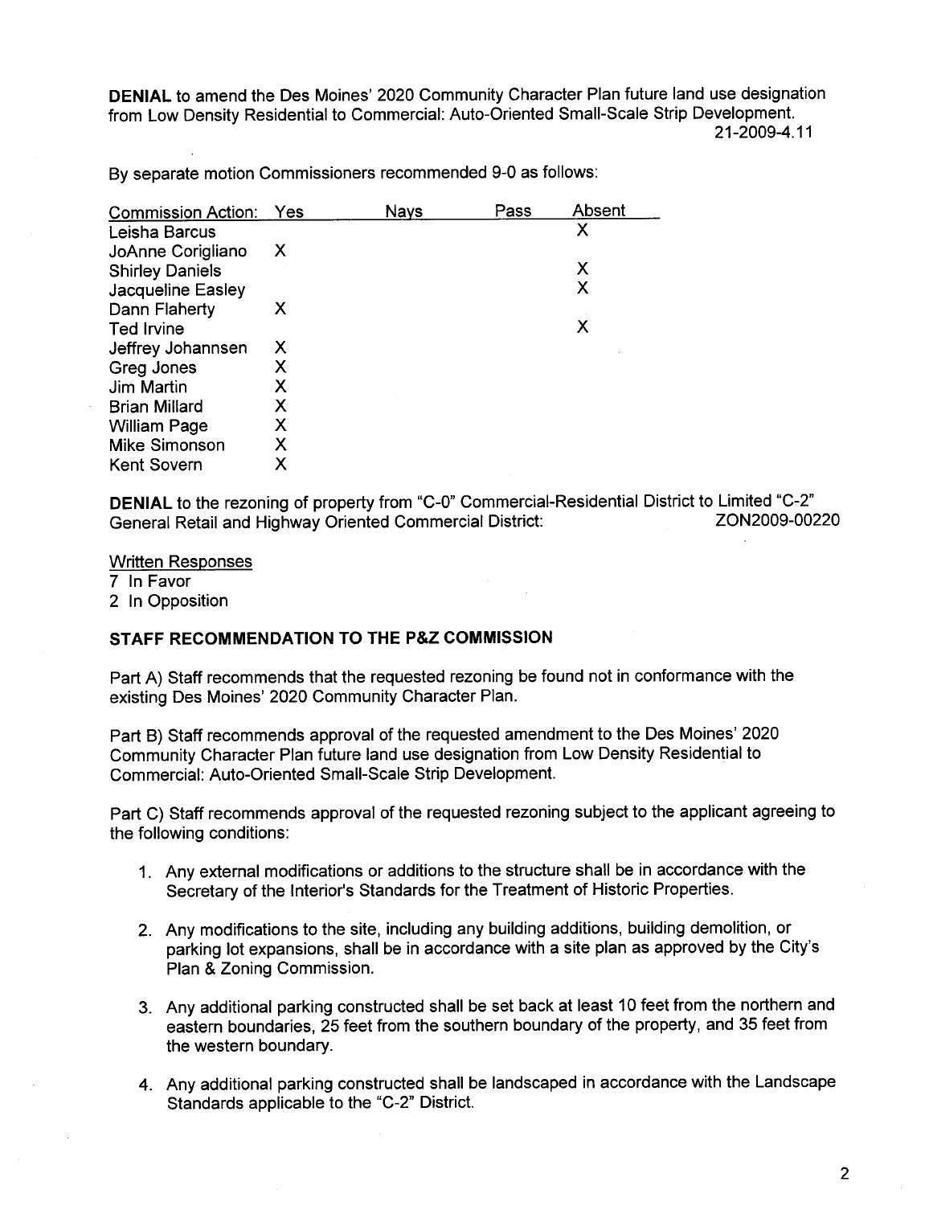**DENIAL** to amend the Des Moines' 2020 Community Character Plan future land use designation from Low Density Residential to Commercial: Auto-Oriented Small-Scale Strip Development.
21-2009-4.11

By separate motion Commissioners recommended 9-0 as follows:

| Commission Action: | Yes | Nays | Pass | Absent |
|---|---|---|---|---|
| Leisha Barcus | | | | X |
| JoAnne Corigliano | X | | | |
| Shirley Daniels | | | | X |
| Jacqueline Easley | | | | X |
| Dann Flaherty | X | | | |
| Ted Irvine | | | | X |
| Jeffrey Johannsen | X | | | |
| Greg Jones | X | | | |
| Jim Martin | X | | | |
| Brian Millard | X | | | |
| William Page | X | | | |
| Mike Simonson | X | | | |
| Kent Sovern | X | | | |

**DENIAL** to the rezoning of property from "C-0" Commercial-Residential District to Limited "C-2" General Retail and Highway Oriented Commercial District: ZON2009-00220

Written Responses
7 In Favor
2 In Opposition

**STAFF RECOMMENDATION TO THE P&Z COMMISSION**

Part A) Staff recommends that the requested rezoning be found not in conformance with the existing Des Moines' 2020 Community Character Plan.

Part B) Staff recommends approval of the requested amendment to the Des Moines' 2020 Community Character Plan future land use designation from Low Density Residential to Commercial: Auto-Oriented Small-Scale Strip Development.

Part C) Staff recommends approval of the requested rezoning subject to the applicant agreeing to the following conditions:

1. Any external modifications or additions to the structure shall be in accordance with the Secretary of the Interior's Standards for the Treatment of Historic Properties.

2. Any modifications to the site, including any building additions, building demolition, or parking lot expansions, shall be in accordance with a site plan as approved by the City's Plan & Zoning Commission.

3. Any additional parking constructed shall be set back at least 10 feet from the northern and eastern boundaries, 25 feet from the southern boundary of the property, and 35 feet from the western boundary.

4. Any additional parking constructed shall be landscaped in accordance with the Landscape Standards applicable to the "C-2" District.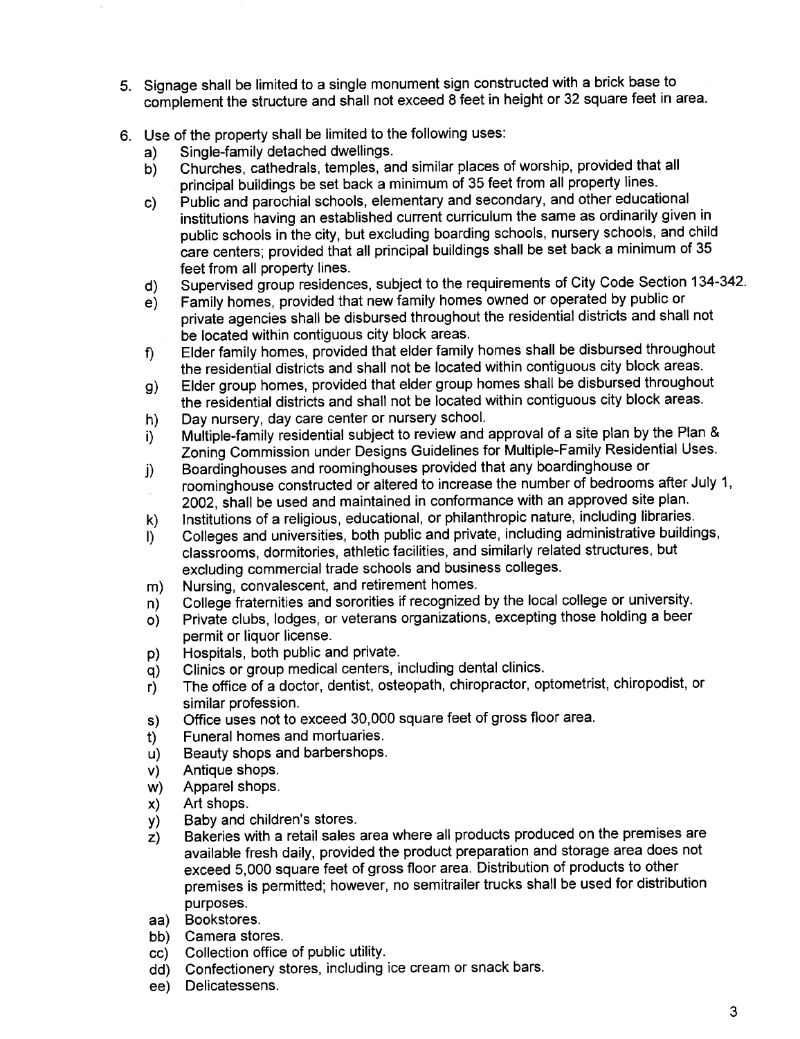5. Signage shall be limited to a single monument sign constructed with a brick base to complement the structure and shall not exceed 8 feet in height or 32 square feet in area.

6. Use of the property shall be limited to the following uses:
   a) Single-family detached dwellings.
   b) Churches, cathedrals, temples, and similar places of worship, provided that all principal buildings be set back a minimum of 35 feet from all property lines.
   c) Public and parochial schools, elementary and secondary, and other educational institutions having an established current curriculum the same as ordinarily given in public schools in the city, but excluding boarding schools, nursery schools, and child care centers; provided that all principal buildings shall be set back a minimum of 35 feet from all property lines.
   d) Supervised group residences, subject to the requirements of City Code Section 134-342.
   e) Family homes, provided that new family homes owned or operated by public or private agencies shall be disbursed throughout the residential districts and shall not be located within contiguous city block areas.
   f) Elder family homes, provided that elder family homes shall be disbursed throughout the residential districts and shall not be located within contiguous city block areas.
   g) Elder group homes, provided that elder group homes shall be disbursed throughout the residential districts and shall not be located within contiguous city block areas.
   h) Day nursery, day care center or nursery school.
   i) Multiple-family residential subject to review and approval of a site plan by the Plan & Zoning Commission under Designs Guidelines for Multiple-Family Residential Uses.
   j) Boardinghouses and roominghouses provided that any boardinghouse or roominghouse constructed or altered to increase the number of bedrooms after July 1, 2002, shall be used and maintained in conformance with an approved site plan.
   k) Institutions of a religious, educational, or philanthropic nature, including libraries.
   l) Colleges and universities, both public and private, including administrative buildings, classrooms, dormitories, athletic facilities, and similarly related structures, but excluding commercial trade schools and business colleges.
   m) Nursing, convalescent, and retirement homes.
   n) College fraternities and sororities if recognized by the local college or university.
   o) Private clubs, lodges, or veterans organizations, excepting those holding a beer permit or liquor license.
   p) Hospitals, both public and private.
   q) Clinics or group medical centers, including dental clinics.
   r) The office of a doctor, dentist, osteopath, chiropractor, optometrist, chiropodist, or similar profession.
   s) Office uses not to exceed 30,000 square feet of gross floor area.
   t) Funeral homes and mortuaries.
   u) Beauty shops and barbershops.
   v) Antique shops.
   w) Apparel shops.
   x) Art shops.
   y) Baby and children's stores.
   z) Bakeries with a retail sales area where all products produced on the premises are available fresh daily, provided the product preparation and storage area does not exceed 5,000 square feet of gross floor area. Distribution of products to other premises is permitted; however, no semitrailer trucks shall be used for distribution purposes.
   aa) Bookstores.
   bb) Camera stores.
   cc) Collection office of public utility.
   dd) Confectionery stores, including ice cream or snack bars.
   ee) Delicatessens.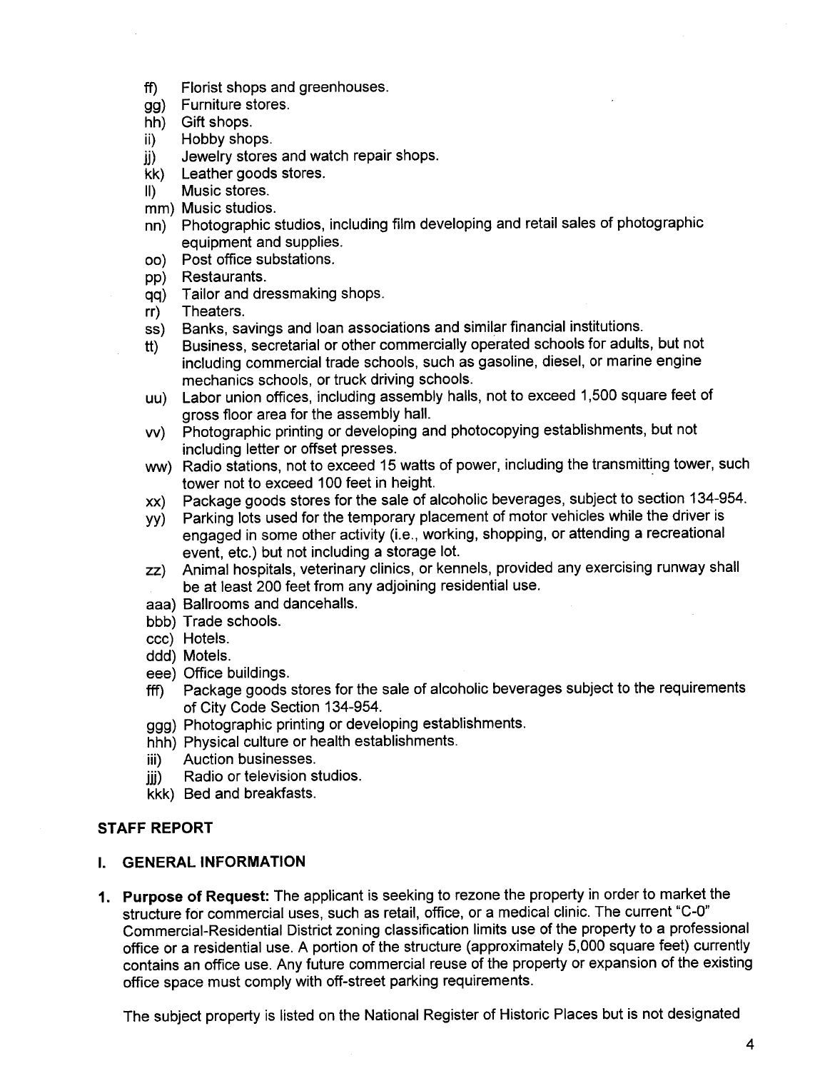ff) Florist shops and greenhouses.
gg) Furniture stores.
hh) Gift shops.
ii) Hobby shops.
jj) Jewelry stores and watch repair shops.
kk) Leather goods stores.
ll) Music stores.
mm) Music studios.
nn) Photographic studios, including film developing and retail sales of photographic equipment and supplies.
oo) Post office substations.
pp) Restaurants.
qq) Tailor and dressmaking shops.
rr) Theaters.
ss) Banks, savings and loan associations and similar financial institutions.
tt) Business, secretarial or other commercially operated schools for adults, but not including commercial trade schools, such as gasoline, diesel, or marine engine mechanics schools, or truck driving schools.
uu) Labor union offices, including assembly halls, not to exceed 1,500 square feet of gross floor area for the assembly hall.
vv) Photographic printing or developing and photocopying establishments, but not including letter or offset presses.
ww) Radio stations, not to exceed 15 watts of power, including the transmitting tower, such tower not to exceed 100 feet in height.
xx) Package goods stores for the sale of alcoholic beverages, subject to section 134-954.
yy) Parking lots used for the temporary placement of motor vehicles while the driver is engaged in some other activity (i.e., working, shopping, or attending a recreational event, etc.) but not including a storage lot.
zz) Animal hospitals, veterinary clinics, or kennels, provided any exercising runway shall be at least 200 feet from any adjoining residential use.
aaa) Ballrooms and dancehalls.
bbb) Trade schools.
ccc) Hotels.
ddd) Motels.
eee) Office buildings.
fff) Package goods stores for the sale of alcoholic beverages subject to the requirements of City Code Section 134-954.
ggg) Photographic printing or developing establishments.
hhh) Physical culture or health establishments.
iii) Auction businesses.
jjj) Radio or television studios.
kkk) Bed and breakfasts.

## STAFF REPORT

### I. GENERAL INFORMATION

1. **Purpose of Request:** The applicant is seeking to rezone the property in order to market the structure for commercial uses, such as retail, office, or a medical clinic. The current "C-0" Commercial-Residential District zoning classification limits use of the property to a professional office or a residential use. A portion of the structure (approximately 5,000 square feet) currently contains an office use. Any future commercial reuse of the property or expansion of the existing office space must comply with off-street parking requirements.

   The subject property is listed on the National Register of Historic Places but is not designated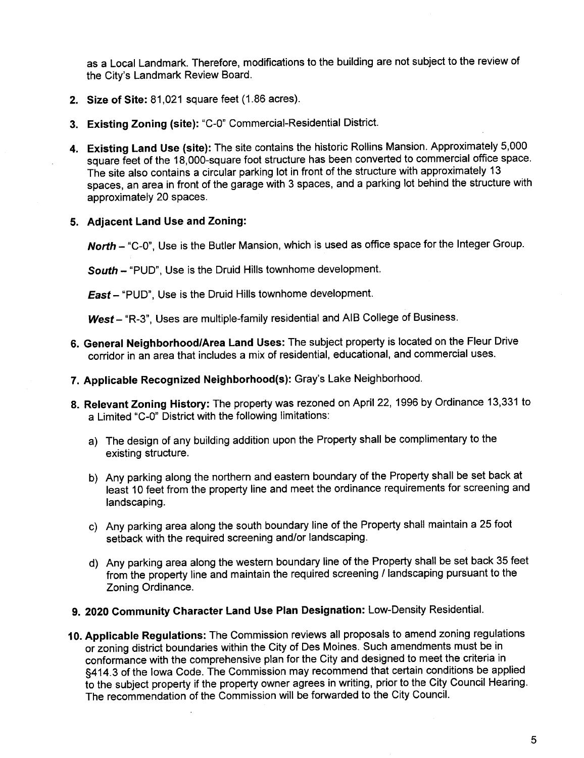as a Local Landmark. Therefore, modifications to the building are not subject to the review of the City's Landmark Review Board.

2. **Size of Site:** 81,021 square feet (1.86 acres).

3. **Existing Zoning (site):** "C-0" Commercial-Residential District.

4. **Existing Land Use (site):** The site contains the historic Rollins Mansion. Approximately 5,000 square feet of the 18,000-square foot structure has been converted to commercial office space. The site also contains a circular parking lot in front of the structure with approximately 13 spaces, an area in front of the garage with 3 spaces, and a parking lot behind the structure with approximately 20 spaces.

5. **Adjacent Land Use and Zoning:**

   ***North*** – "C-0", Use is the Butler Mansion, which is used as office space for the Integer Group.

   ***South*** – "PUD", Use is the Druid Hills townhome development.

   ***East*** – "PUD", Use is the Druid Hills townhome development.

   ***West*** – "R-3", Uses are multiple-family residential and AIB College of Business.

6. **General Neighborhood/Area Land Uses:** The subject property is located on the Fleur Drive corridor in an area that includes a mix of residential, educational, and commercial uses.

7. **Applicable Recognized Neighborhood(s):** Gray's Lake Neighborhood.

8. **Relevant Zoning History:** The property was rezoned on April 22, 1996 by Ordinance 13,331 to a Limited "C-0" District with the following limitations:

   a) The design of any building addition upon the Property shall be complimentary to the existing structure.

   b) Any parking along the northern and eastern boundary of the Property shall be set back at least 10 feet from the property line and meet the ordinance requirements for screening and landscaping.

   c) Any parking area along the south boundary line of the Property shall maintain a 25 foot setback with the required screening and/or landscaping.

   d) Any parking area along the western boundary line of the Property shall be set back 35 feet from the property line and maintain the required screening / landscaping pursuant to the Zoning Ordinance.

9. **2020 Community Character Land Use Plan Designation:** Low-Density Residential.

10. **Applicable Regulations:** The Commission reviews all proposals to amend zoning regulations or zoning district boundaries within the City of Des Moines. Such amendments must be in conformance with the comprehensive plan for the City and designed to meet the criteria in §414.3 of the Iowa Code. The Commission may recommend that certain conditions be applied to the subject property if the property owner agrees in writing, prior to the City Council Hearing. The recommendation of the Commission will be forwarded to the City Council.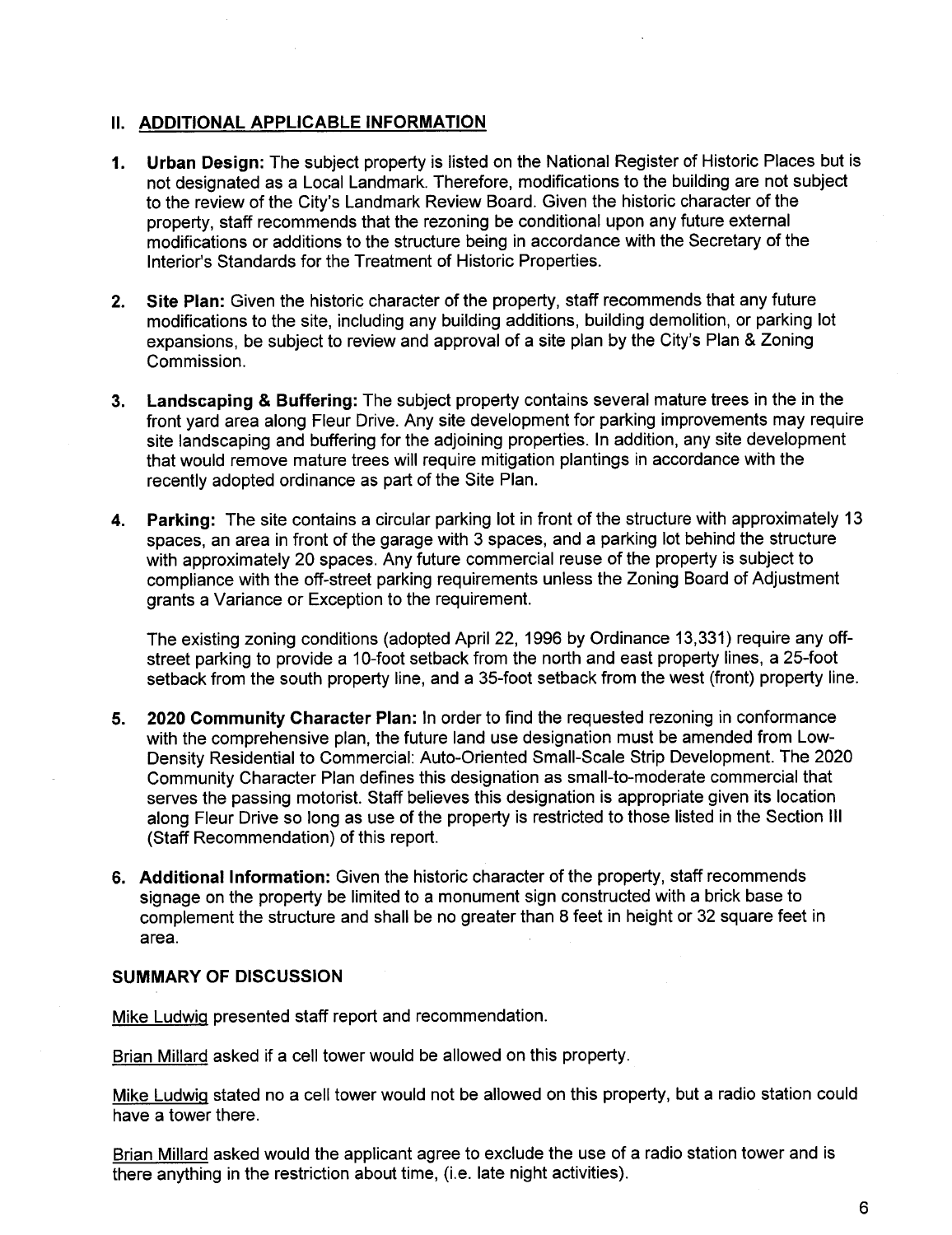## II. ADDITIONAL APPLICABLE INFORMATION

1. **Urban Design:** The subject property is listed on the National Register of Historic Places but is not designated as a Local Landmark. Therefore, modifications to the building are not subject to the review of the City's Landmark Review Board. Given the historic character of the property, staff recommends that the rezoning be conditional upon any future external modifications or additions to the structure being in accordance with the Secretary of the Interior's Standards for the Treatment of Historic Properties.

2. **Site Plan:** Given the historic character of the property, staff recommends that any future modifications to the site, including any building additions, building demolition, or parking lot expansions, be subject to review and approval of a site plan by the City's Plan & Zoning Commission.

3. **Landscaping & Buffering:** The subject property contains several mature trees in the in the front yard area along Fleur Drive. Any site development for parking improvements may require site landscaping and buffering for the adjoining properties. In addition, any site development that would remove mature trees will require mitigation plantings in accordance with the recently adopted ordinance as part of the Site Plan.

4. **Parking:** The site contains a circular parking lot in front of the structure with approximately 13 spaces, an area in front of the garage with 3 spaces, and a parking lot behind the structure with approximately 20 spaces. Any future commercial reuse of the property is subject to compliance with the off-street parking requirements unless the Zoning Board of Adjustment grants a Variance or Exception to the requirement.

   The existing zoning conditions (adopted April 22, 1996 by Ordinance 13,331) require any off-street parking to provide a 10-foot setback from the north and east property lines, a 25-foot setback from the south property line, and a 35-foot setback from the west (front) property line.

5. **2020 Community Character Plan:** In order to find the requested rezoning in conformance with the comprehensive plan, the future land use designation must be amended from Low-Density Residential to Commercial: Auto-Oriented Small-Scale Strip Development. The 2020 Community Character Plan defines this designation as small-to-moderate commercial that serves the passing motorist. Staff believes this designation is appropriate given its location along Fleur Drive so long as use of the property is restricted to those listed in the Section III (Staff Recommendation) of this report.

6. **Additional Information:** Given the historic character of the property, staff recommends signage on the property be limited to a monument sign constructed with a brick base to complement the structure and shall be no greater than 8 feet in height or 32 square feet in area.

### SUMMARY OF DISCUSSION

Mike Ludwig presented staff report and recommendation.

Brian Millard asked if a cell tower would be allowed on this property.

Mike Ludwig stated no a cell tower would not be allowed on this property, but a radio station could have a tower there.

Brian Millard asked would the applicant agree to exclude the use of a radio station tower and is there anything in the restriction about time, (i.e. late night activities).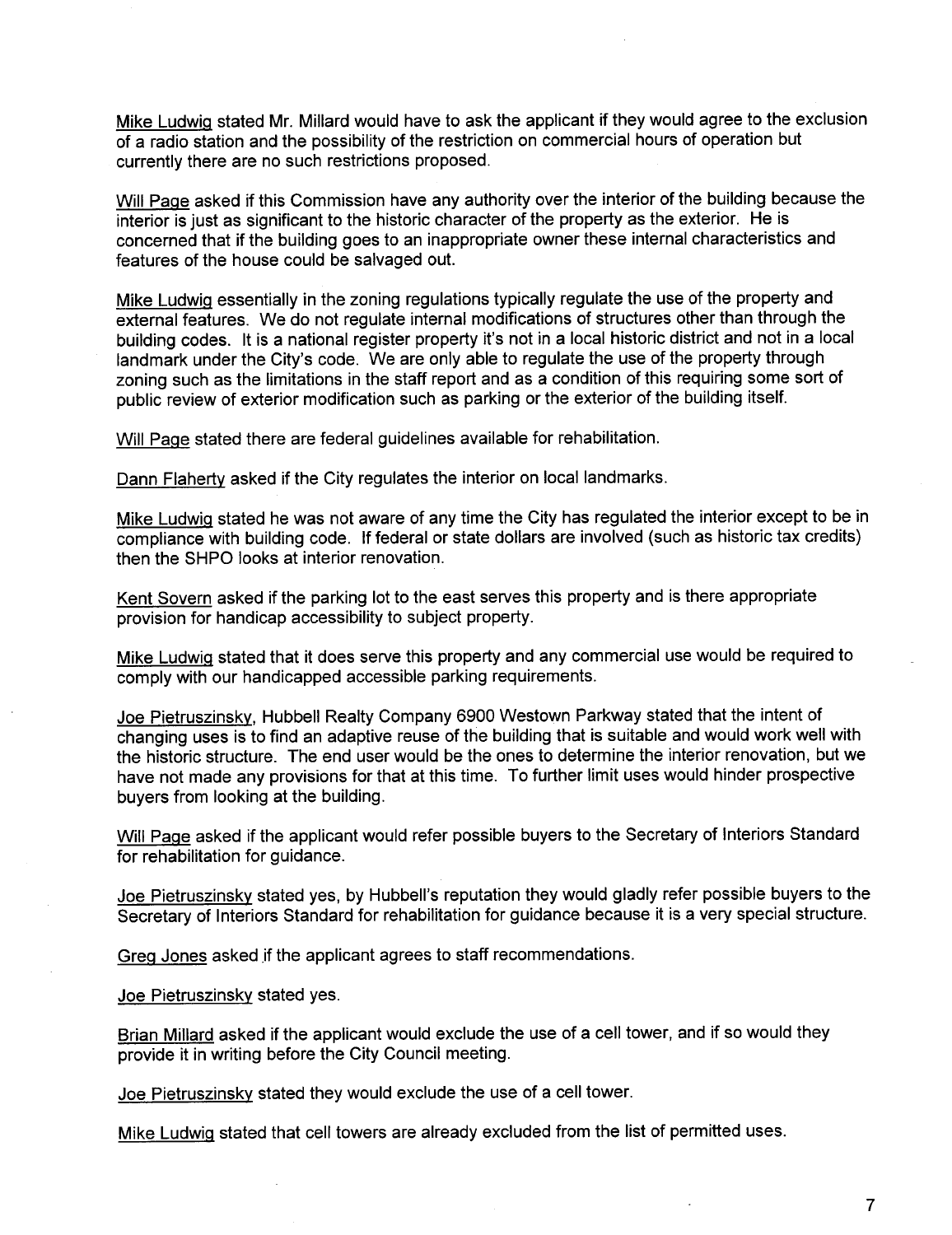Mike Ludwig stated Mr. Millard would have to ask the applicant if they would agree to the exclusion of a radio station and the possibility of the restriction on commercial hours of operation but currently there are no such restrictions proposed.

Will Page asked if this Commission have any authority over the interior of the building because the interior is just as significant to the historic character of the property as the exterior. He is concerned that if the building goes to an inappropriate owner these internal characteristics and features of the house could be salvaged out.

Mike Ludwig essentially in the zoning regulations typically regulate the use of the property and external features. We do not regulate internal modifications of structures other than through the building codes. It is a national register property it's not in a local historic district and not in a local landmark under the City's code. We are only able to regulate the use of the property through zoning such as the limitations in the staff report and as a condition of this requiring some sort of public review of exterior modification such as parking or the exterior of the building itself.

Will Page stated there are federal guidelines available for rehabilitation.

Dann Flaherty asked if the City regulates the interior on local landmarks.

Mike Ludwig stated he was not aware of any time the City has regulated the interior except to be in compliance with building code. If federal or state dollars are involved (such as historic tax credits) then the SHPO looks at interior renovation.

Kent Sovern asked if the parking lot to the east serves this property and is there appropriate provision for handicap accessibility to subject property.

Mike Ludwig stated that it does serve this property and any commercial use would be required to comply with our handicapped accessible parking requirements.

Joe Pietruszinsky, Hubbell Realty Company 6900 Westown Parkway stated that the intent of changing uses is to find an adaptive reuse of the building that is suitable and would work well with the historic structure. The end user would be the ones to determine the interior renovation, but we have not made any provisions for that at this time. To further limit uses would hinder prospective buyers from looking at the building.

Will Page asked if the applicant would refer possible buyers to the Secretary of Interiors Standard for rehabilitation for guidance.

Joe Pietruszinsky stated yes, by Hubbell's reputation they would gladly refer possible buyers to the Secretary of Interiors Standard for rehabilitation for guidance because it is a very special structure.

Greg Jones asked if the applicant agrees to staff recommendations.

Joe Pietruszinsky stated yes.

Brian Millard asked if the applicant would exclude the use of a cell tower, and if so would they provide it in writing before the City Council meeting.

Joe Pietruszinsky stated they would exclude the use of a cell tower.

Mike Ludwig stated that cell towers are already excluded from the list of permitted uses.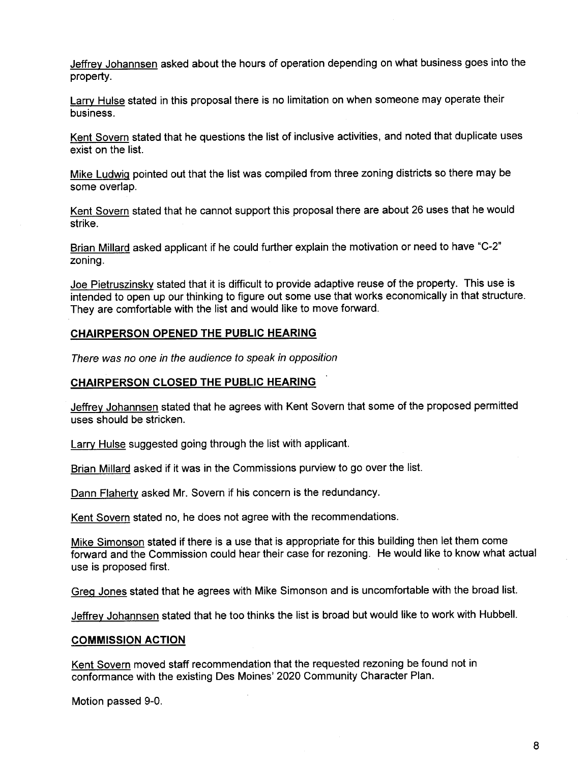Jeffrey Johannsen asked about the hours of operation depending on what business goes into the property.

Larry Hulse stated in this proposal there is no limitation on when someone may operate their business.

Kent Sovern stated that he questions the list of inclusive activities, and noted that duplicate uses exist on the list.

Mike Ludwig pointed out that the list was compiled from three zoning districts so there may be some overlap.

Kent Sovern stated that he cannot support this proposal there are about 26 uses that he would strike.

Brian Millard asked applicant if he could further explain the motivation or need to have "C-2" zoning.

Joe Pietruszinsky stated that it is difficult to provide adaptive reuse of the property. This use is intended to open up our thinking to figure out some use that works economically in that structure. They are comfortable with the list and would like to move forward.

**CHAIRPERSON OPENED THE PUBLIC HEARING**

*There was no one in the audience to speak in opposition*

**CHAIRPERSON CLOSED THE PUBLIC HEARING**

Jeffrey Johannsen stated that he agrees with Kent Sovern that some of the proposed permitted uses should be stricken.

Larry Hulse suggested going through the list with applicant.

Brian Millard asked if it was in the Commissions purview to go over the list.

Dann Flaherty asked Mr. Sovern if his concern is the redundancy.

Kent Sovern stated no, he does not agree with the recommendations.

Mike Simonson stated if there is a use that is appropriate for this building then let them come forward and the Commission could hear their case for rezoning. He would like to know what actual use is proposed first.

Greg Jones stated that he agrees with Mike Simonson and is uncomfortable with the broad list.

Jeffrey Johannsen stated that he too thinks the list is broad but would like to work with Hubbell.

**COMMISSION ACTION**

Kent Sovern moved staff recommendation that the requested rezoning be found not in conformance with the existing Des Moines' 2020 Community Character Plan.

Motion passed 9-0.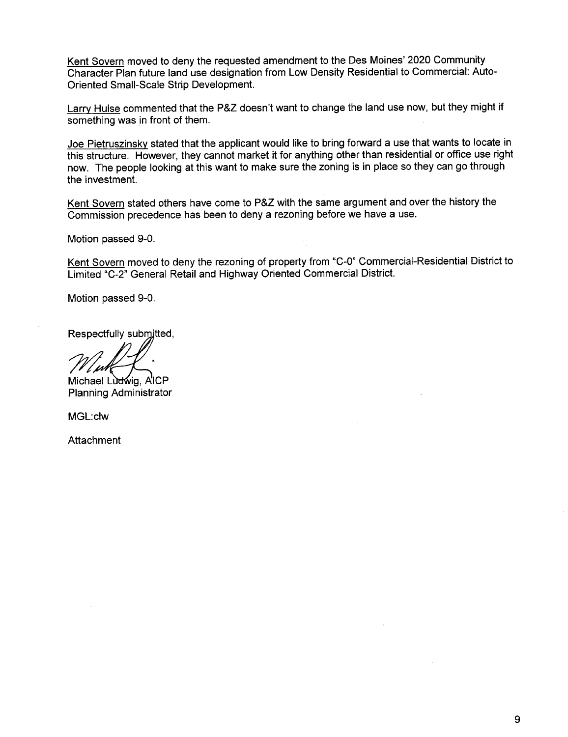Kent Sovern moved to deny the requested amendment to the Des Moines' 2020 Community Character Plan future land use designation from Low Density Residential to Commercial: Auto-Oriented Small-Scale Strip Development.

Larry Hulse commented that the P&Z doesn't want to change the land use now, but they might if something was in front of them.

Joe Pietruszinsky stated that the applicant would like to bring forward a use that wants to locate in this structure. However, they cannot market it for anything other than residential or office use right now. The people looking at this want to make sure the zoning is in place so they can go through the investment.

Kent Sovern stated others have come to P&Z with the same argument and over the history the Commission precedence has been to deny a rezoning before we have a use.

Motion passed 9-0.

Kent Sovern moved to deny the rezoning of property from "C-0" Commercial-Residential District to Limited "C-2" General Retail and Highway Oriented Commercial District.

Motion passed 9-0.

Respectfully submitted,

Michael Ludwig, AICP
Planning Administrator

MGL:clw

Attachment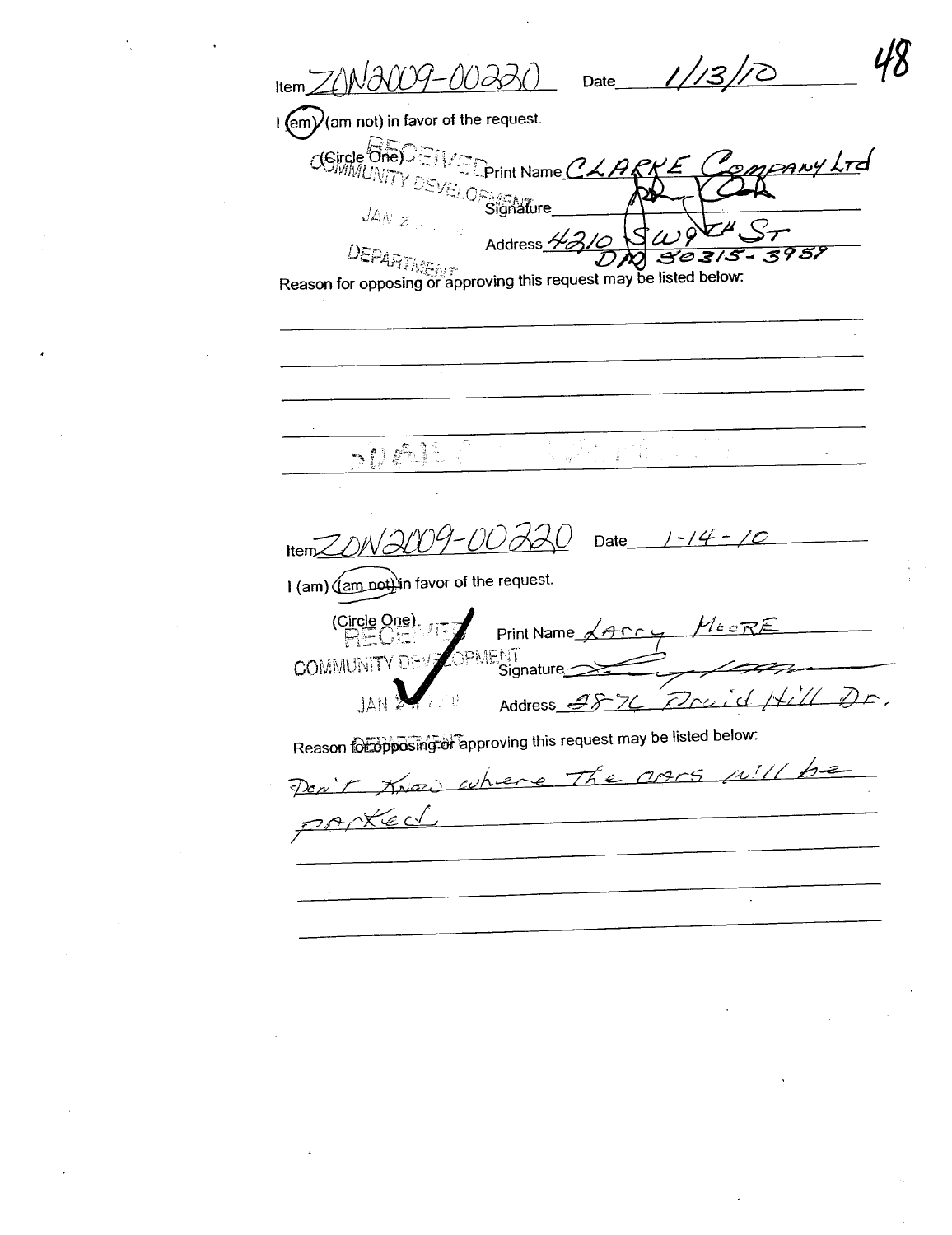48

Item ZON2009-00220 Date 1/13/10

I (am) (am not) in favor of the request.

(Circle One) Print Name CLARKE Company Ltd

Signature

Address 4210 SW 9TH ST DM 50315-3959

RECEIVED COMMUNITY DEVELOPMENT JAN 2 DEPARTMENT

Reason for opposing or approving this request may be listed below:

---

Item ZON2009-00220 Date 1-14-10

I (am) (am not) in favor of the request.

(Circle One) Print Name Larry Moore

Signature

Address 2876 Druid Hill Dr.

RECEIVED COMMUNITY DEVELOPMENT JAN 2 DEPARTMENT

Reason for opposing or approving this request may be listed below:

Don't know where the cars will be parked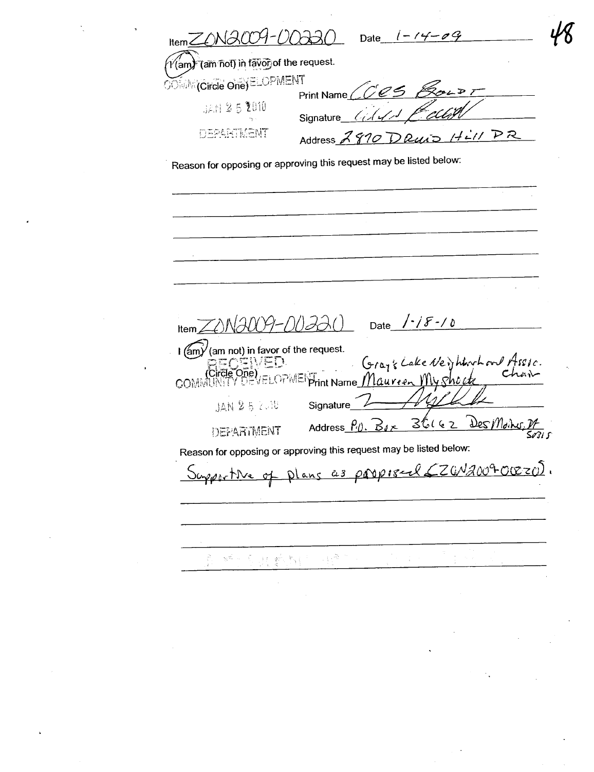Item ZON2009-00220 Date 1-14-09

I (am) (am not) in favor of the request.
(Circle One)

COMMUNITY DEVELOPMENT
JAN 25 2010
DEPARTMENT

Print Name Cees Boudt

Signature

Address 2870 Druid Hill DR

Reason for opposing or approving this request may be listed below:

---

Item ZON2009-00220 Date 1-18-10

I (am) (am not) in favor of the request.
(Circle One)

RECEIVED
COMMUNITY DEVELOPMENT
JAN 25 2010
DEPARTMENT

Gray's Lake Neighborhood Assoc. Chair

Print Name Maureen Myshcck

Signature

Address P.O. Box 36162 Des Moines, IA 50315

Reason for opposing or approving this request may be listed below:

Supportive of plans as proposed (ZON2009-00220).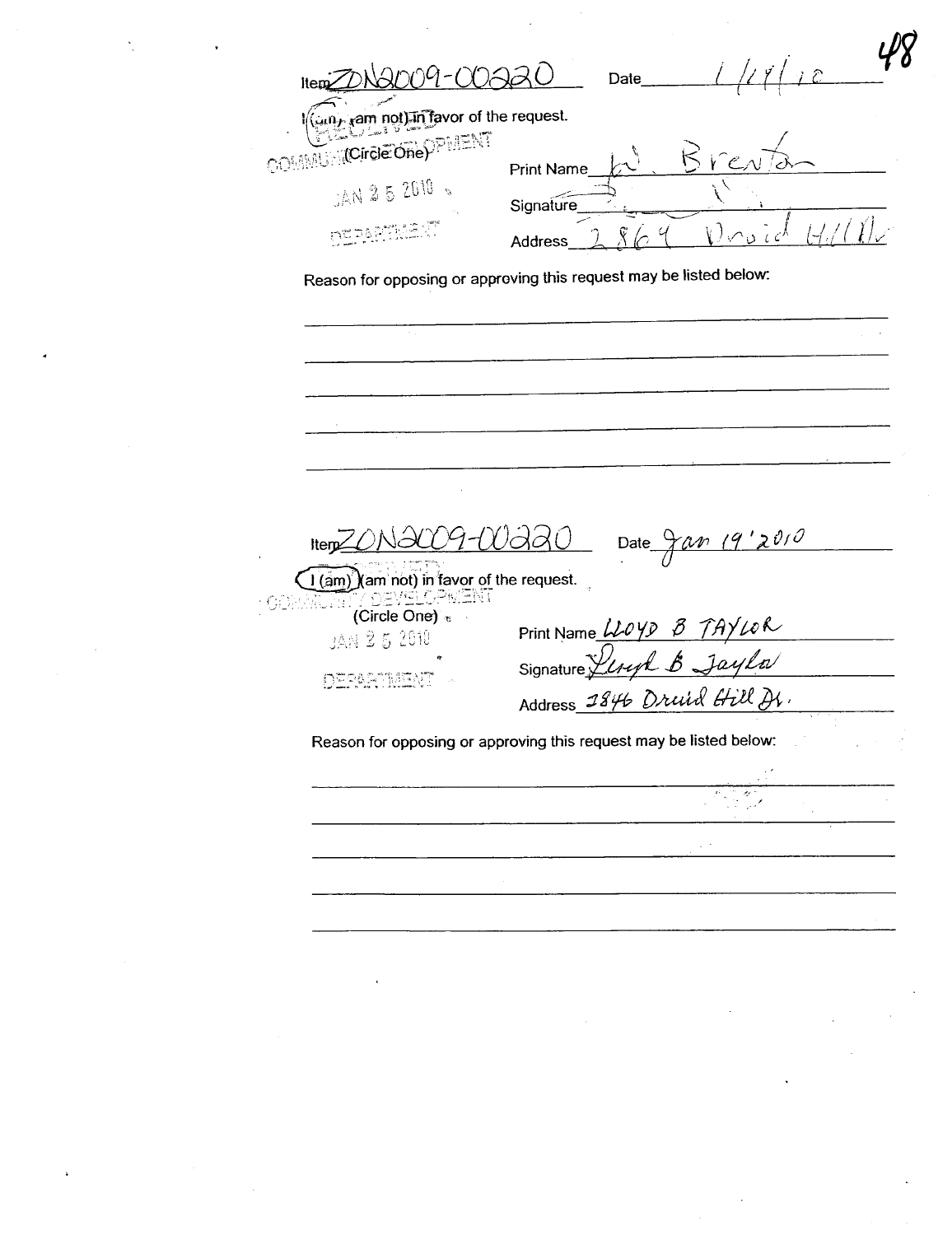Item ZDN2009-00220 Date 1/19/10

I (am) (am not) in favor of the request.
(Circle One)

RECEIVED
COMMUNITY DEVELOPMENT
JAN 25 2010
DEPARTMENT

Print Name W. Brenton

Signature

Address 2864 Druid Hill Dr

Reason for opposing or approving this request may be listed below:

---

Item ZON2009-00220 Date Jan 19 '2010

I (am) (am not) in favor of the request.
(Circle One)

RECEIVED
COMMUNITY DEVELOPMENT
JAN 25 2010
DEPARTMENT

Print Name LLOYD B TAYLOR

Signature Lloyd B Taylor

Address 2846 Druid Hill Dr.

Reason for opposing or approving this request may be listed below: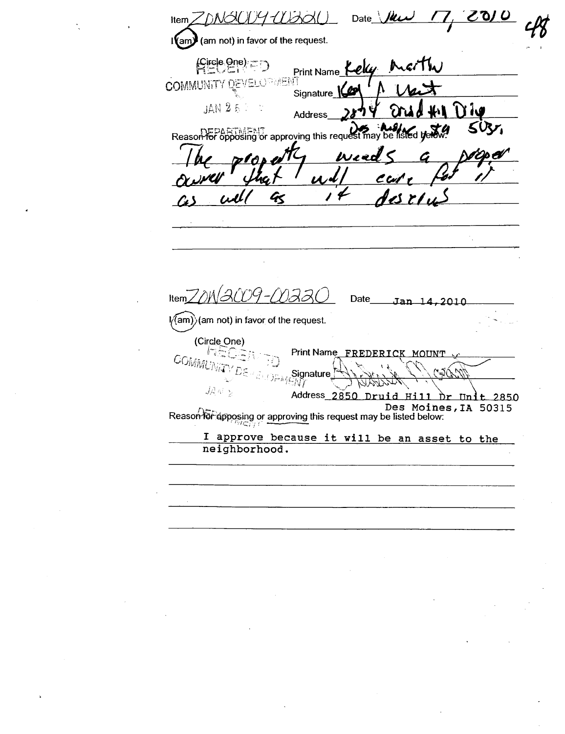Item ZON2009-00220 Date Jan 17, 2010

I (am) (am not) in favor of the request.

(Circle One)

RECEIVED
COMMUNITY DEVELOPMENT
JAN 25
DEPARTMENT

Print Name Kelly Martin

Signature Kelly A Mart

Address 2874 Druid Hill Drive
Des Moines IA 50315

Reason for opposing or approving this request may be listed below:

The property needs a proper owner that will care for it as well as it desrves

---

Item ZON2009-00220 Date Jan 14,2010

I (am) (am not) in favor of the request.

(Circle One)

RECEIVED
COMMUNITY DEVELOPMENT
JAN 2
DEPARTMENT

Print Name FREDERICK MOUNT

Signature

Address 2850 Druid Hill Dr Unit 2850
Des Moines,IA 50315

Reason for opposing or approving this request may be listed below:

I approve because it will be an asset to the neighborhood.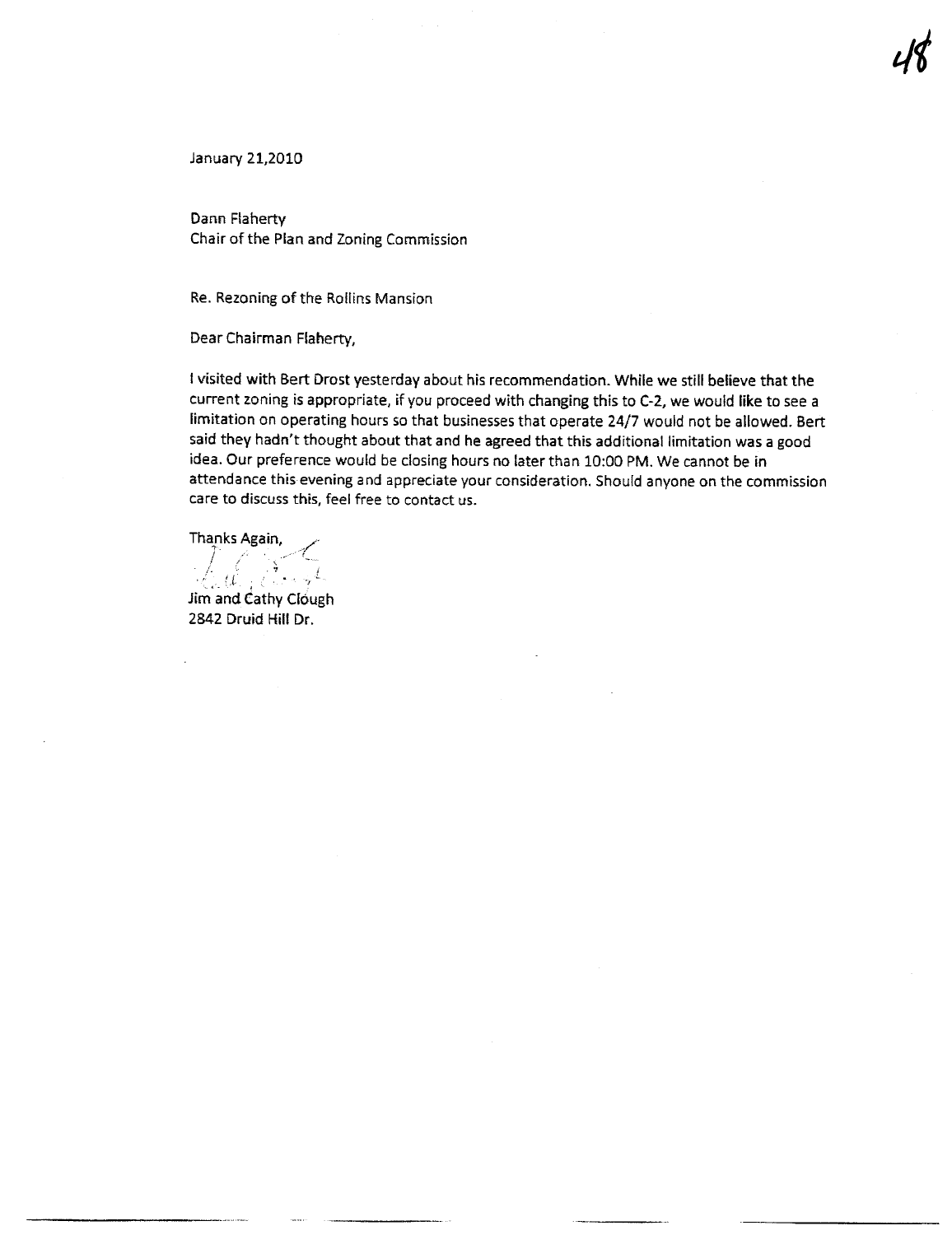January 21,2010

Dann Flaherty
Chair of the Plan and Zoning Commission

Re. Rezoning of the Rollins Mansion

Dear Chairman Flaherty,

I visited with Bert Drost yesterday about his recommendation. While we still believe that the current zoning is appropriate, if you proceed with changing this to C-2, we would like to see a limitation on operating hours so that businesses that operate 24/7 would not be allowed. Bert said they hadn't thought about that and he agreed that this additional limitation was a good idea. Our preference would be closing hours no later than 10:00 PM. We cannot be in attendance this evening and appreciate your consideration. Should anyone on the commission care to discuss this, feel free to contact us.

Thanks Again,

Jim and Cathy Clough
2842 Druid Hill Dr.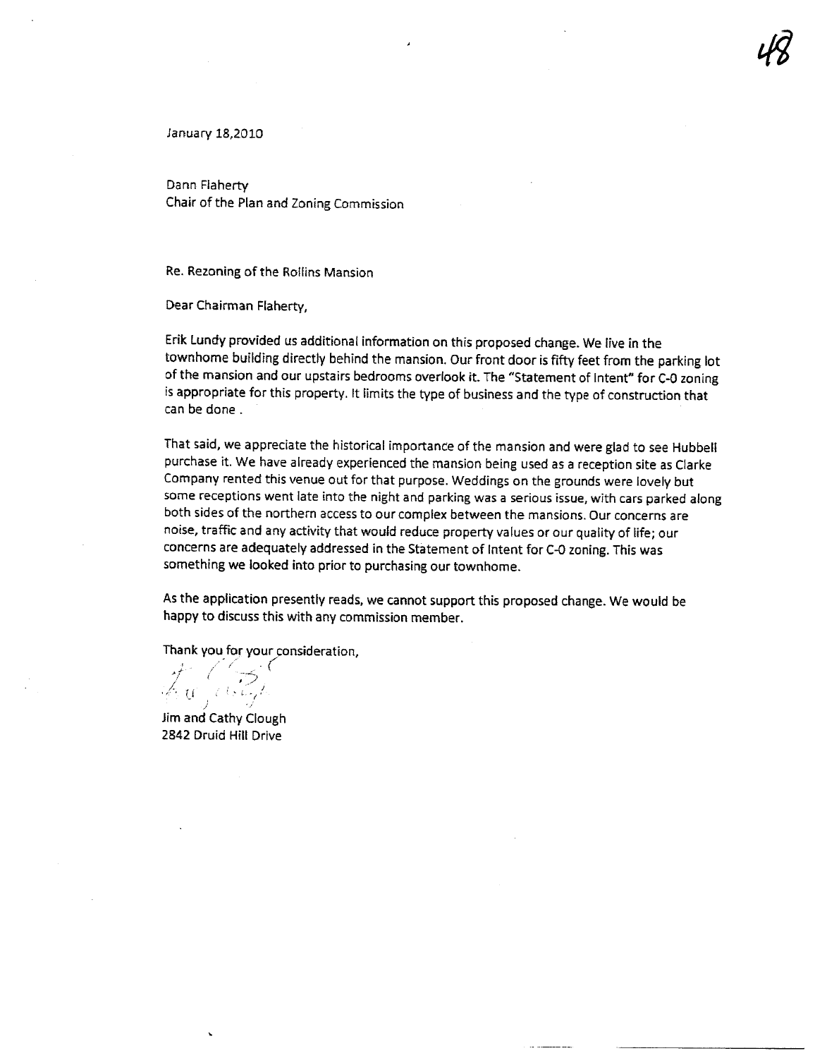January 18,2010

Dann Flaherty
Chair of the Plan and Zoning Commission

Re. Rezoning of the Rollins Mansion

Dear Chairman Flaherty,

Erik Lundy provided us additional information on this proposed change. We live in the townhome building directly behind the mansion. Our front door is fifty feet from the parking lot of the mansion and our upstairs bedrooms overlook it. The "Statement of Intent" for C-0 zoning is appropriate for this property. It limits the type of business and the type of construction that can be done .

That said, we appreciate the historical importance of the mansion and were glad to see Hubbell purchase it. We have already experienced the mansion being used as a reception site as Clarke Company rented this venue out for that purpose. Weddings on the grounds were lovely but some receptions went late into the night and parking was a serious issue, with cars parked along both sides of the northern access to our complex between the mansions. Our concerns are noise, traffic and any activity that would reduce property values or our quality of life; our concerns are adequately addressed in the Statement of Intent for C-0 zoning. This was something we looked into prior to purchasing our townhome.

As the application presently reads, we cannot support this proposed change. We would be happy to discuss this with any commission member.

Thank you for your consideration,

Jim and Cathy Clough
2842 Druid Hill Drive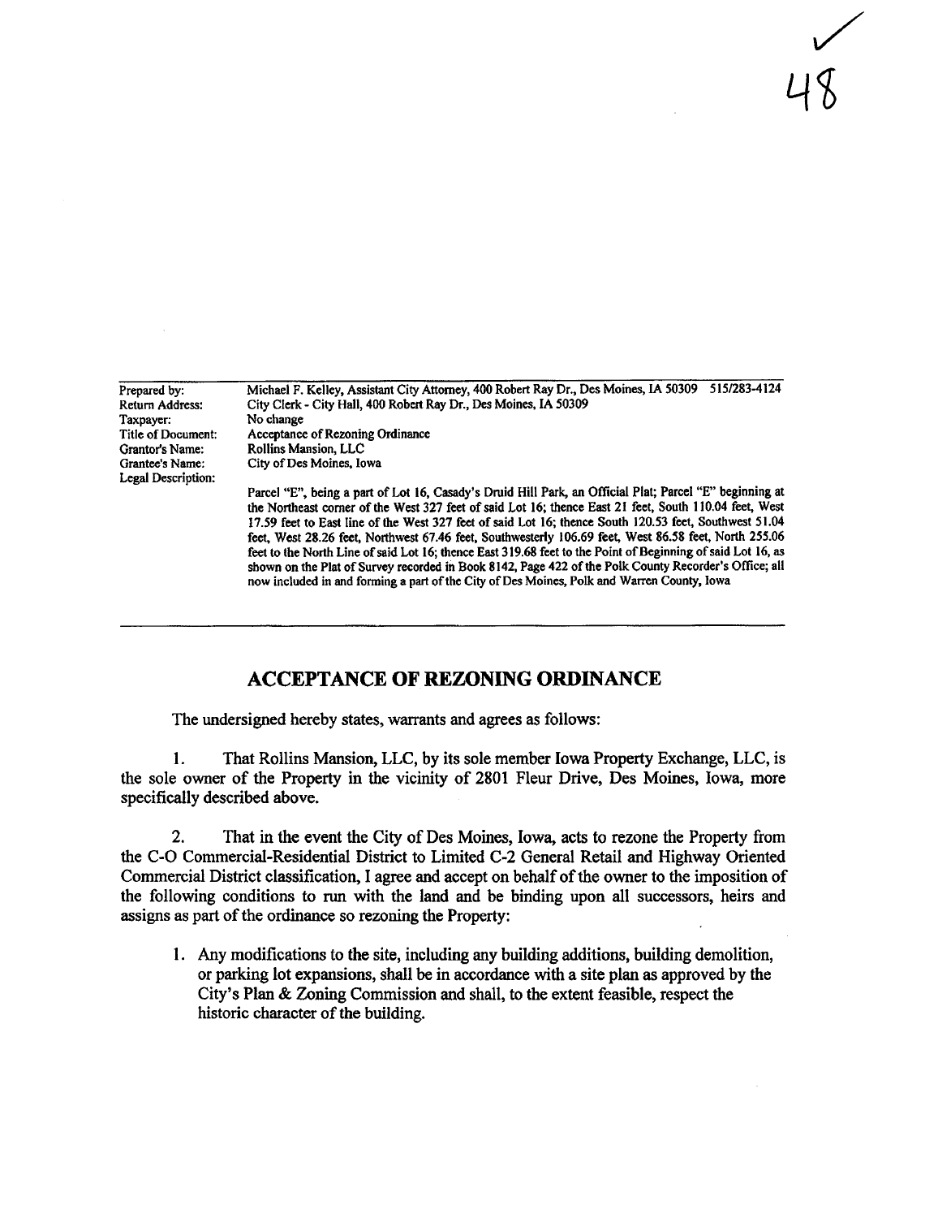✓ 48

| | |
|---|---|
| Prepared by: | Michael F. Kelley, Assistant City Attorney, 400 Robert Ray Dr., Des Moines, IA 50309 515/283-4124 |
| Return Address: | City Clerk - City Hall, 400 Robert Ray Dr., Des Moines, IA 50309 |
| Taxpayer: | No change |
| Title of Document: | Acceptance of Rezoning Ordinance |
| Grantor's Name: | Rollins Mansion, LLC |
| Grantee's Name: | City of Des Moines, Iowa |
| Legal Description: | Parcel "E", being a part of Lot 16, Casady's Druid Hill Park, an Official Plat; Parcel "E" beginning at the Northeast corner of the West 327 feet of said Lot 16; thence East 21 feet, South 110.04 feet, West 17.59 feet to East line of the West 327 feet of said Lot 16; thence South 120.53 feet, Southwest 51.04 feet, West 28.26 feet, Northwest 67.46 feet, Southwesterly 106.69 feet, West 86.58 feet, North 255.06 feet to the North Line of said Lot 16; thence East 319.68 feet to the Point of Beginning of said Lot 16, as shown on the Plat of Survey recorded in Book 8142, Page 422 of the Polk County Recorder's Office; all now included in and forming a part of the City of Des Moines, Polk and Warren County, Iowa |

## ACCEPTANCE OF REZONING ORDINANCE

The undersigned hereby states, warrants and agrees as follows:

1. That Rollins Mansion, LLC, by its sole member Iowa Property Exchange, LLC, is the sole owner of the Property in the vicinity of 2801 Fleur Drive, Des Moines, Iowa, more specifically described above.

2. That in the event the City of Des Moines, Iowa, acts to rezone the Property from the C-O Commercial-Residential District to Limited C-2 General Retail and Highway Oriented Commercial District classification, I agree and accept on behalf of the owner to the imposition of the following conditions to run with the land and be binding upon all successors, heirs and assigns as part of the ordinance so rezoning the Property:

   1. Any modifications to the site, including any building additions, building demolition, or parking lot expansions, shall be in accordance with a site plan as approved by the City's Plan & Zoning Commission and shall, to the extent feasible, respect the historic character of the building.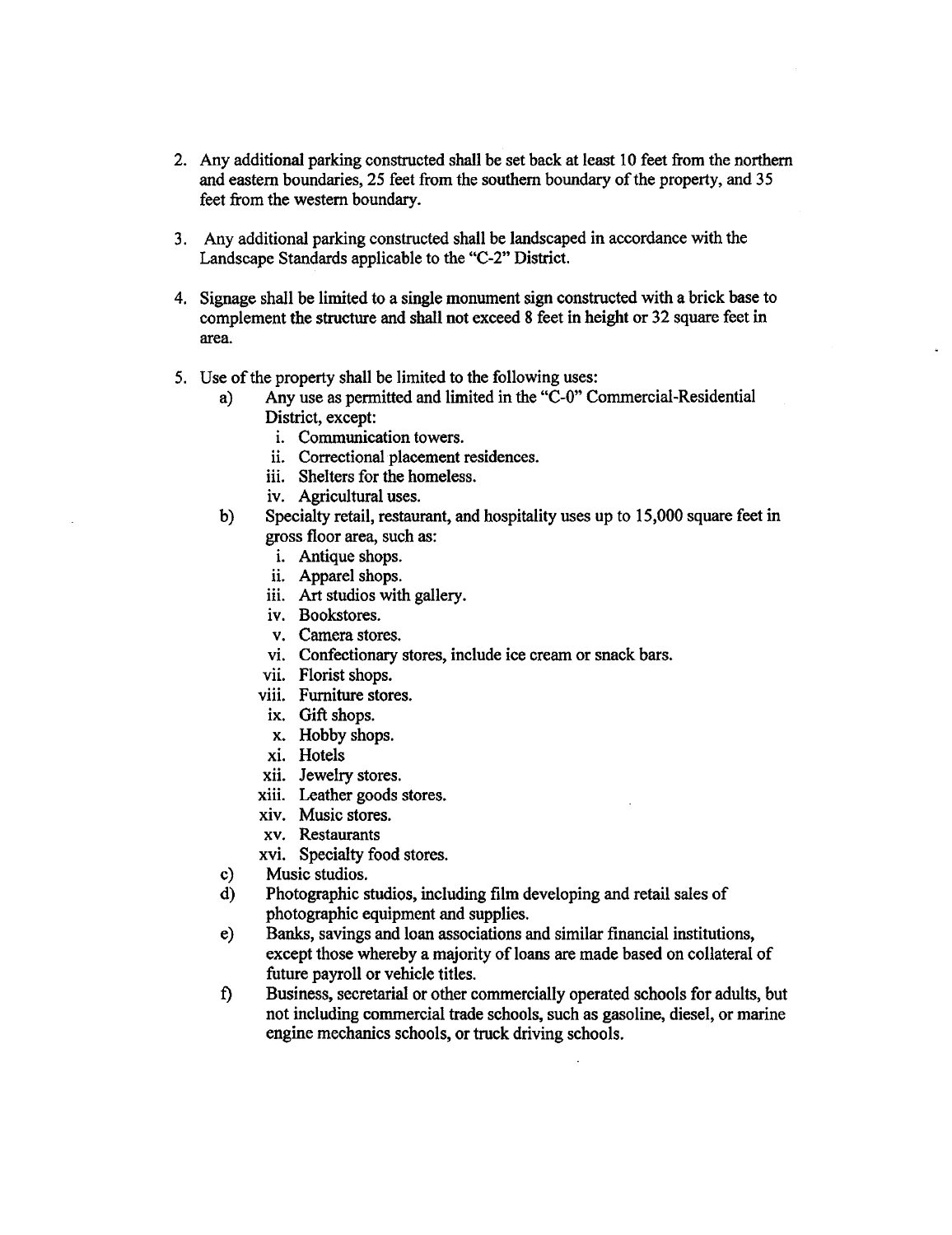2. Any additional parking constructed shall be set back at least 10 feet from the northern and eastern boundaries, 25 feet from the southern boundary of the property, and 35 feet from the western boundary.

3. Any additional parking constructed shall be landscaped in accordance with the Landscape Standards applicable to the "C-2" District.

4. Signage shall be limited to a single monument sign constructed with a brick base to complement the structure and shall not exceed 8 feet in height or 32 square feet in area.

5. Use of the property shall be limited to the following uses:
   a) Any use as permitted and limited in the "C-0" Commercial-Residential District, except:
      i. Communication towers.
      ii. Correctional placement residences.
      iii. Shelters for the homeless.
      iv. Agricultural uses.
   b) Specialty retail, restaurant, and hospitality uses up to 15,000 square feet in gross floor area, such as:
      i. Antique shops.
      ii. Apparel shops.
      iii. Art studios with gallery.
      iv. Bookstores.
      v. Camera stores.
      vi. Confectionary stores, include ice cream or snack bars.
      vii. Florist shops.
      viii. Furniture stores.
      ix. Gift shops.
      x. Hobby shops.
      xi. Hotels
      xii. Jewelry stores.
      xiii. Leather goods stores.
      xiv. Music stores.
      xv. Restaurants
      xvi. Specialty food stores.
   c) Music studios.
   d) Photographic studios, including film developing and retail sales of photographic equipment and supplies.
   e) Banks, savings and loan associations and similar financial institutions, except those whereby a majority of loans are made based on collateral of future payroll or vehicle titles.
   f) Business, secretarial or other commercially operated schools for adults, but not including commercial trade schools, such as gasoline, diesel, or marine engine mechanics schools, or truck driving schools.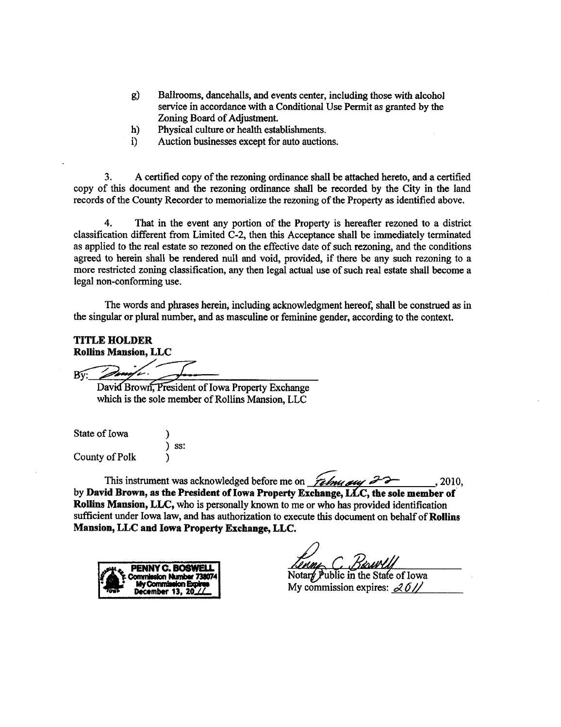g) Ballrooms, dancehalls, and events center, including those with alcohol service in accordance with a Conditional Use Permit as granted by the Zoning Board of Adjustment.

h) Physical culture or health establishments.

i) Auction businesses except for auto auctions.

3. A certified copy of the rezoning ordinance shall be attached hereto, and a certified copy of this document and the rezoning ordinance shall be recorded by the City in the land records of the County Recorder to memorialize the rezoning of the Property as identified above.

4. That in the event any portion of the Property is hereafter rezoned to a district classification different from Limited C-2, then this Acceptance shall be immediately terminated as applied to the real estate so rezoned on the effective date of such rezoning, and the conditions agreed to herein shall be rendered null and void, provided, if there be any such rezoning to a more restricted zoning classification, any then legal actual use of such real estate shall become a legal non-conforming use.

The words and phrases herein, including acknowledgment hereof, shall be construed as in the singular or plural number, and as masculine or feminine gender, according to the context.

**TITLE HOLDER**
**Rollins Mansion, LLC**

By: _______________________________
David Brown, President of Iowa Property Exchange
which is the sole member of Rollins Mansion, LLC

State of Iowa )
) ss:
County of Polk )

This instrument was acknowledged before me on February 22, 2010, by **David Brown, as the President of Iowa Property Exchange, LLC, the sole member of Rollins Mansion, LLC,** who is personally known to me or who has provided identification sufficient under Iowa law, and has authorization to execute this document on behalf of **Rollins Mansion, LLC and Iowa Property Exchange, LLC.**

PENNY C. BOSWELL
Commission Number 738074
My Commission Expires
December 13, 2011

Penny C. Boswell
Notary Public in the State of Iowa
My commission expires: 2011